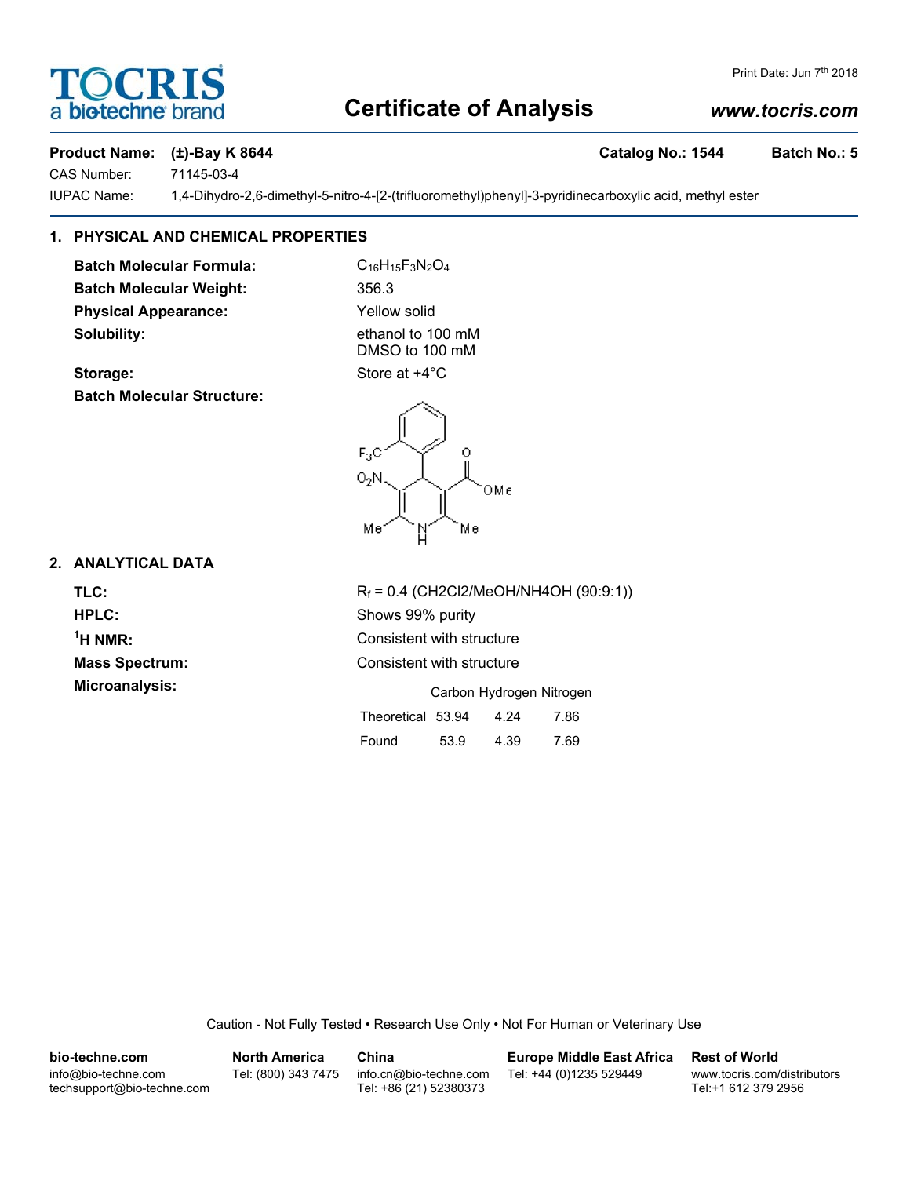# Certificate of Analysis

Print Date: Jun 7th 2018

www.tocris.com

**Product Name:** **(±)-Bay K 8644** **Catalog No.: 1544** **Batch No.: 5**

CAS Number: 71145-03-4

IUPAC Name: 1,4-Dihydro-2,6-dimethyl-5-nitro-4-[2-(trifluoromethyl)phenyl]-3-pyridinecarboxylic acid, methyl ester

## 1. PHYSICAL AND CHEMICAL PROPERTIES

**Batch Molecular Formula:** $C_{16}H_{15}F_3N_2O_4$

**Batch Molecular Weight:** 356.3

**Physical Appearance:** Yellow solid

**Solubility:** ethanol to 100 mM
DMSO to 100 mM

**Storage:** Store at +4°C

**Batch Molecular Structure:**

## 2. ANALYTICAL DATA

**TLC:** $R_f$ = 0.4 (CH2Cl2/MeOH/NH4OH (90:9:1))

**HPLC:** Shows 99% purity

**$^1$H NMR:** Consistent with structure

**Mass Spectrum:** Consistent with structure

**Microanalysis:**

| | Carbon | Hydrogen | Nitrogen |
|---|---|---|---|
| Theoretical | 53.94 | 4.24 | 7.86 |
| Found | 53.9 | 4.39 | 7.69 |

Caution - Not Fully Tested • Research Use Only • Not For Human or Veterinary Use

| bio-techne.com | North America | China | Europe Middle East Africa | Rest of World |
|---|---|---|---|---|
| info@bio-techne.com<br>techsupport@bio-techne.com | Tel: (800) 343 7475 | info.cn@bio-techne.com<br>Tel: +86 (21) 52380373 | Tel: +44 (0)1235 529449 | www.tocris.com/distributors<br>Tel:+1 612 379 2956 |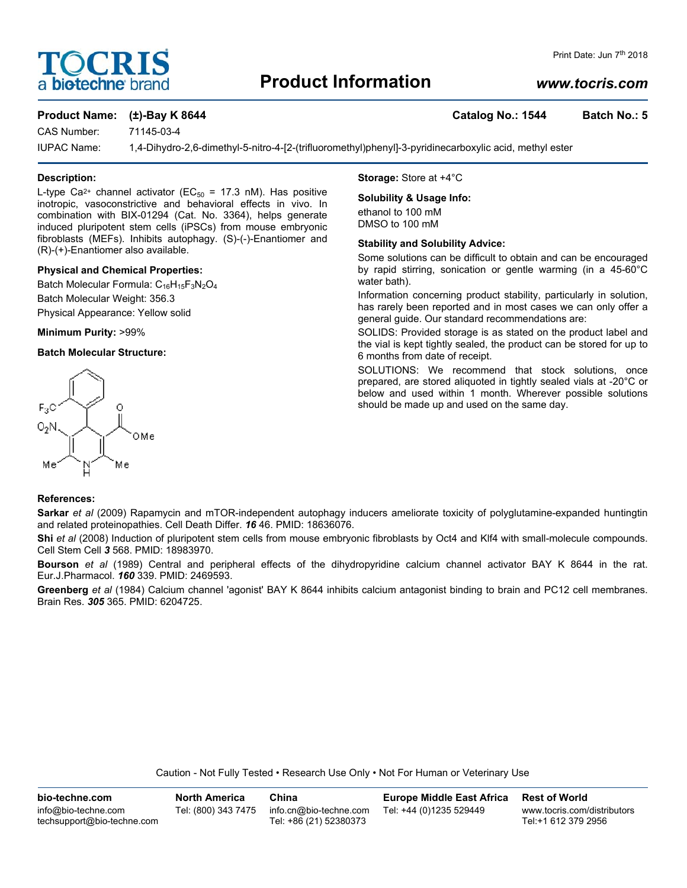# Product Information

www.tocris.com

Print Date: Jun 7th 2018

**Product Name: (±)-Bay K 8644** **Catalog No.: 1544** **Batch No.: 5**

CAS Number: 71145-03-4

IUPAC Name: 1,4-Dihydro-2,6-dimethyl-5-nitro-4-[2-(trifluoromethyl)phenyl]-3-pyridinecarboxylic acid, methyl ester

### Description:

L-type $Ca^{2+}$ channel activator ($EC_{50}$ = 17.3 nM). Has positive inotropic, vasoconstrictive and behavioral effects in vivo. In combination with BIX-01294 (Cat. No. 3364), helps generate induced pluripotent stem cells (iPSCs) from mouse embryonic fibroblasts (MEFs). Inhibits autophagy. (S)-(-)-Enantiomer and (R)-(+)-Enantiomer also available.

### Physical and Chemical Properties:

Batch Molecular Formula: $C_{16}H_{15}F_3N_2O_4$

Batch Molecular Weight: 356.3

Physical Appearance: Yellow solid

**Minimum Purity:** >99%

### Batch Molecular Structure:

F3C, O2N, Me, N, H, Me, O, OMe

**Storage:** Store at +4°C

### Solubility & Usage Info:

ethanol to 100 mM
DMSO to 100 mM

### Stability and Solubility Advice:

Some solutions can be difficult to obtain and can be encouraged by rapid stirring, sonication or gentle warming (in a 45-60°C water bath).

Information concerning product stability, particularly in solution, has rarely been reported and in most cases we can only offer a general guide. Our standard recommendations are:

SOLIDS: Provided storage is as stated on the product label and the vial is kept tightly sealed, the product can be stored for up to 6 months from date of receipt.

SOLUTIONS: We recommend that stock solutions, once prepared, are stored aliquoted in tightly sealed vials at -20°C or below and used within 1 month. Wherever possible solutions should be made up and used on the same day.

### References:

**Sarkar** *et al* (2009) Rapamycin and mTOR-independent autophagy inducers ameliorate toxicity of polyglutamine-expanded huntingtin and related proteinopathies. Cell Death Differ. ***16*** 46. PMID: 18636076.

**Shi** *et al* (2008) Induction of pluripotent stem cells from mouse embryonic fibroblasts by Oct4 and Klf4 with small-molecule compounds. Cell Stem Cell ***3*** 568. PMID: 18983970.

**Bourson** *et al* (1989) Central and peripheral effects of the dihydropyridine calcium channel activator BAY K 8644 in the rat. Eur.J.Pharmacol. ***160*** 339. PMID: 2469593.

**Greenberg** *et al* (1984) Calcium channel 'agonist' BAY K 8644 inhibits calcium antagonist binding to brain and PC12 cell membranes. Brain Res. ***305*** 365. PMID: 6204725.

Caution - Not Fully Tested • Research Use Only • Not For Human or Veterinary Use

**bio-techne.com**
info@bio-techne.com
techsupport@bio-techne.com

**North America**
Tel: (800) 343 7475

**China**
info.cn@bio-techne.com
Tel: +86 (21) 52380373

**Europe Middle East Africa**
Tel: +44 (0)1235 529449

**Rest of World**
www.tocris.com/distributors
Tel:+1 612 379 2956